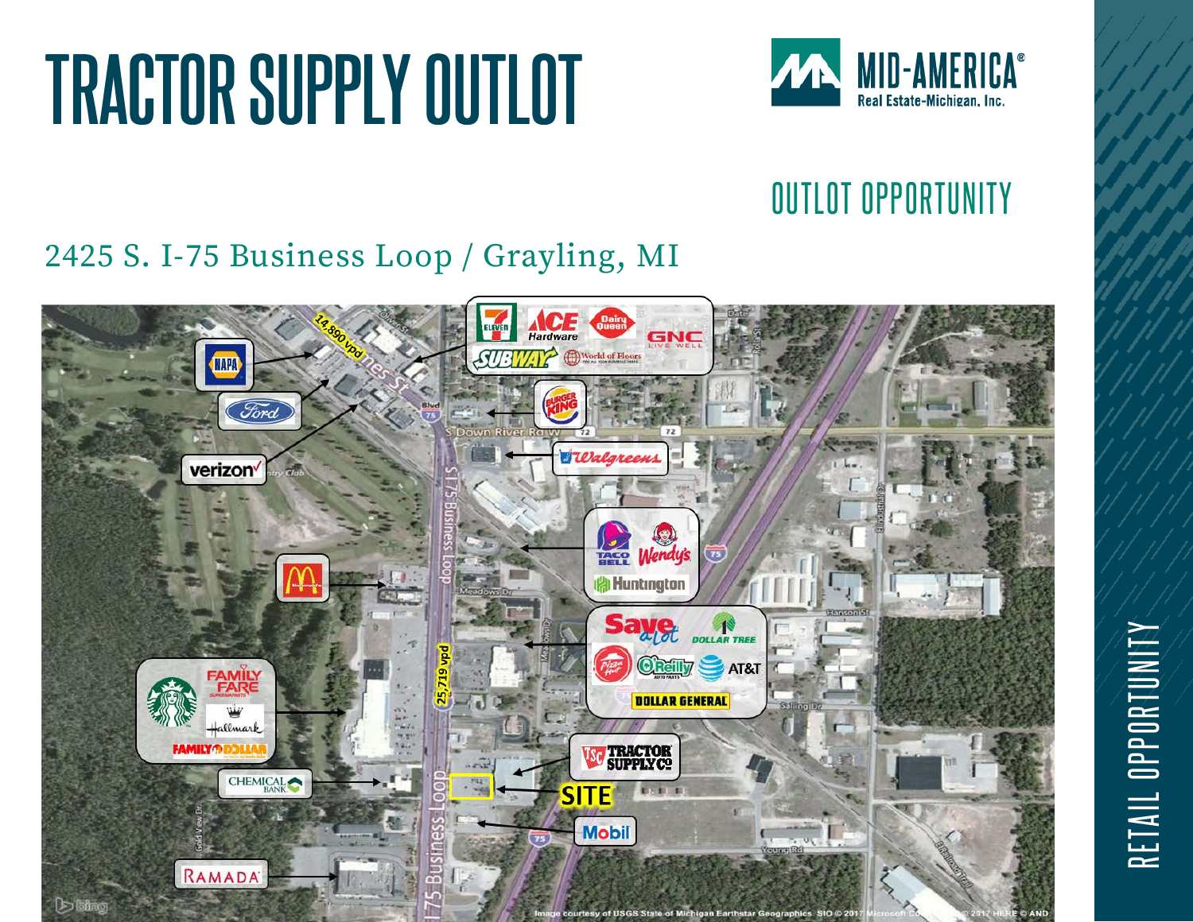# TRACTOR SUPPLY OUTLOT

MID-AMERICA®
Real Estate-Michigan, Inc.

## OUTLOT OPPORTUNITY

2425 S. I-75 Business Loop / Grayling, MI

14,890 vpd

25,719 vpd

SITE

RETAIL OPPORTUNITY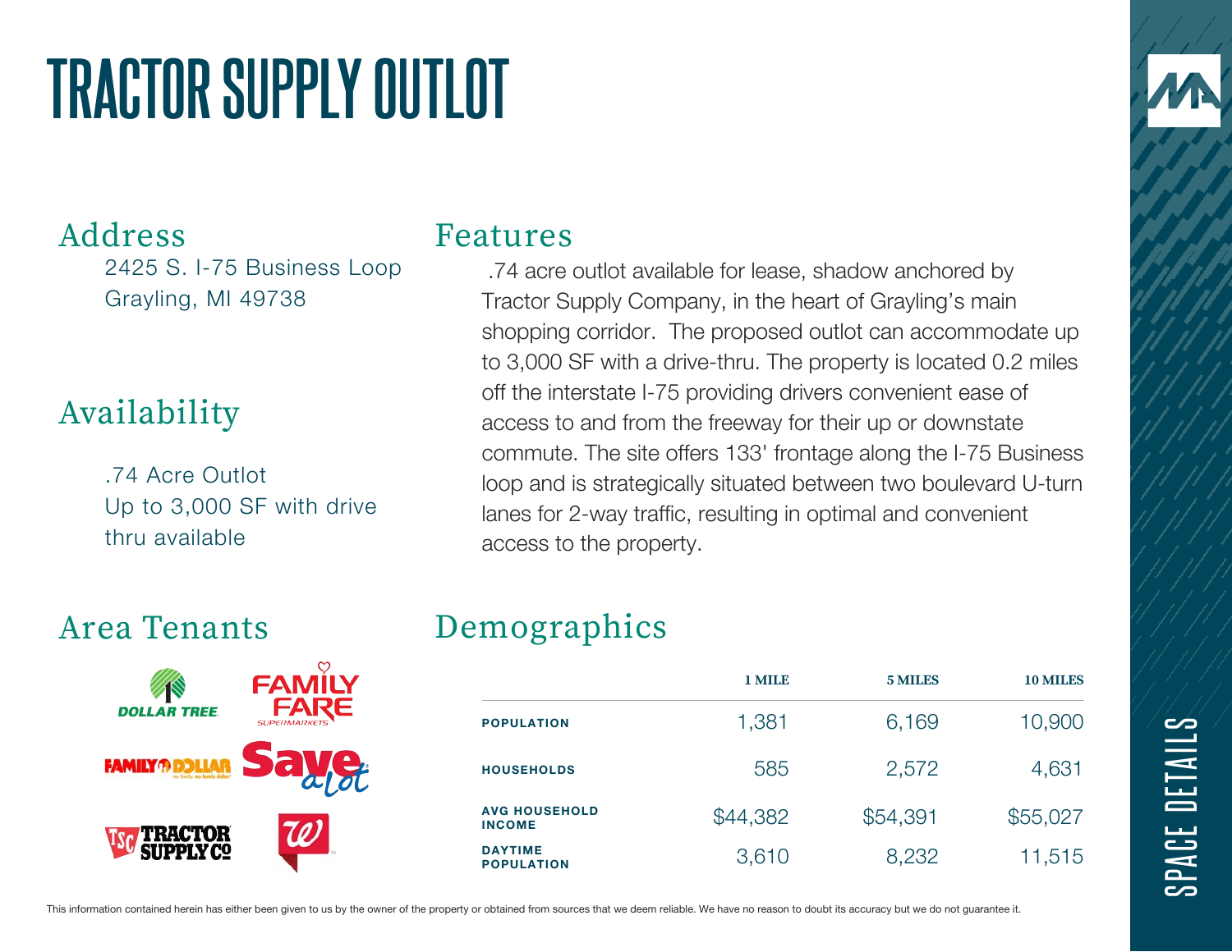# TRACTOR SUPPLY OUTLOT

## Address

2425 S. I-75 Business Loop
Grayling, MI 49738

## Availability

.74 Acre Outlot
Up to 3,000 SF with drive thru available

## Features

.74 acre outlot available for lease, shadow anchored by Tractor Supply Company, in the heart of Grayling's main shopping corridor. The proposed outlot can accommodate up to 3,000 SF with a drive-thru. The property is located 0.2 miles off the interstate I-75 providing drivers convenient ease of access to and from the freeway for their up or downstate commute. The site offers 133' frontage along the I-75 Business loop and is strategically situated between two boulevard U-turn lanes for 2-way traffic, resulting in optimal and convenient access to the property.

## Area Tenants

- Dollar Tree
- Family Fare Supermarkets
- Family Dollar
- Save A Lot
- Tractor Supply Co
- Walgreens

## Demographics

| | 1 MILE | 5 MILES | 10 MILES |
|---|---|---|---|
| POPULATION | 1,381 | 6,169 | 10,900 |
| HOUSEHOLDS | 585 | 2,572 | 4,631 |
| AVG HOUSEHOLD INCOME | $44,382 | $54,391 | $55,027 |
| DAYTIME POPULATION | 3,610 | 8,232 | 11,515 |

This information contained herein has either been given to us by the owner of the property or obtained from sources that we deem reliable. We have no reason to doubt its accuracy but we do not guarantee it.

SPACE DETAILS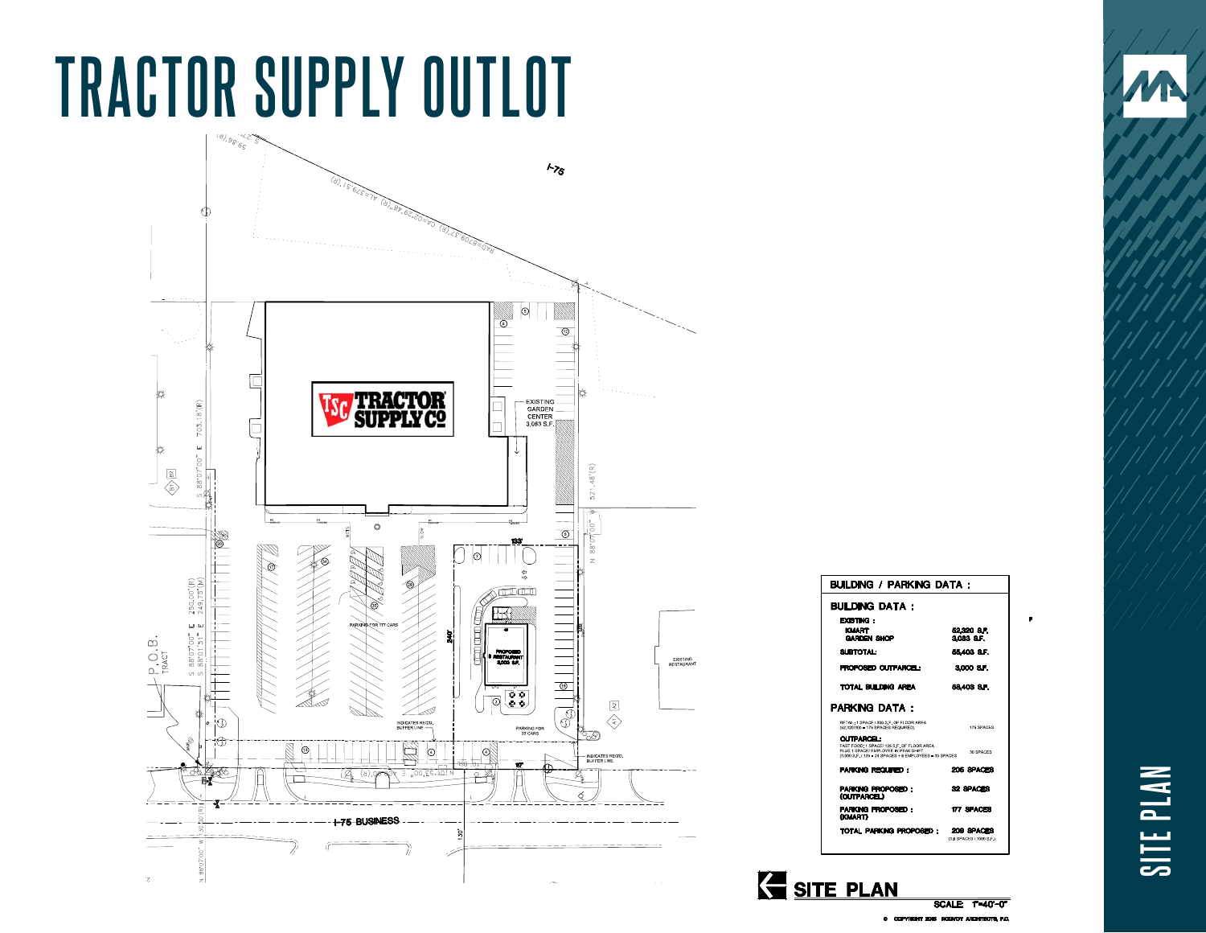# TRACTOR SUPPLY OUTLOT

TRACTOR SUPPLY CO

EXISTING GARDEN CENTER 3,083 S.F.

PROPOSED RESTAURANT 3,000 S.F.

PARKING FOR 177 CARS

PARKING FOR 32 CARS

INDICATES REQ'D. BUFFER LINE

EXISTING RESTAURANT

I-75

I-75 BUSINESS

P.O.B. TRACT

| BUILDING / PARKING DATA : | |
|---|---|
| **BUILDING DATA :** | |
| EXISTING : | |
| KMART | 52,320 S.F. |
| GARDEN SHOP | 3,083 S.F. |
| SUBTOTAL: | 55,403 S.F. |
| PROPOSED OUTPARCEL: | 3,000 S.F. |
| TOTAL BUILDING AREA | 58,403 S.F. |
| **PARKING DATA :** | |
| RETAIL: 1 SPACE / 300 S.F. OF FLOOR AREA (52,320/300 = 175 SPACES REQUIRED) | 175 SPACES |
| OUTPARCEL: FAST FOOD: 1 SPACE/ 125 S.F. OF FLOOR AREA PLUS 1 SPACE/ EMPLOYEE IN PEAK SHIFT (3,000 S.F./ 125 = 24 SPACES + 6 EMPLOYEES = 30 SPACES | 30 SPACES |
| PARKING REQUIRED : | 205 SPACES |
| PARKING PROPOSED : (OUTPARCEL) | 32 SPACES |
| PARKING PROPOSED : (KMART) | 177 SPACES |
| TOTAL PARKING PROPOSED : | 209 SPACES (3.6 SPACES / 1000 S.F.) |

SITE PLAN

SCALE: 1"=40'-0"

© COPYRIGHT 2015 ROGVOY ARCHITECTS, P.C.

SITE PLAN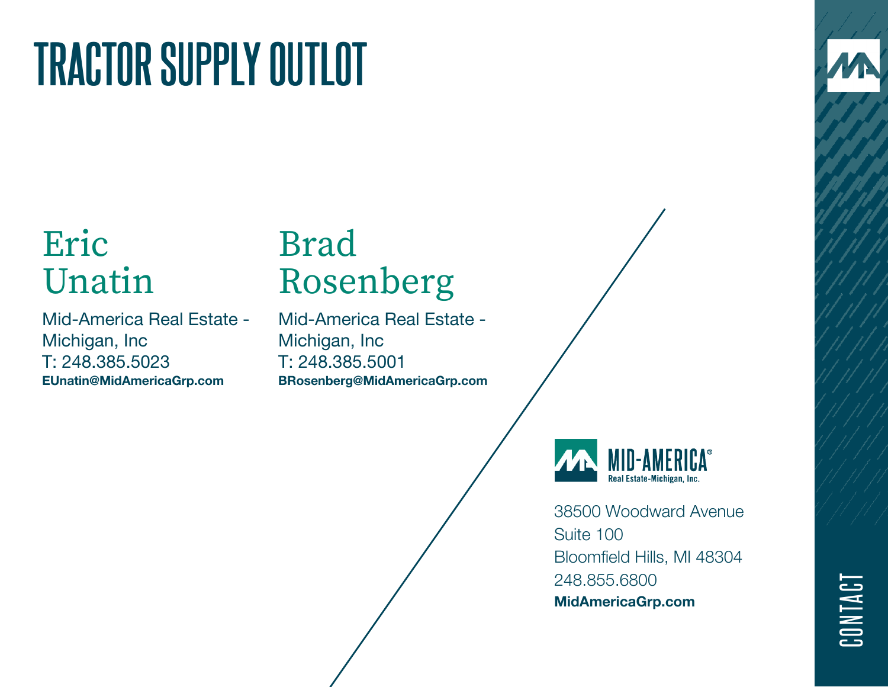# TRACTOR SUPPLY OUTLOT

## Eric Unatin

Mid-America Real Estate - Michigan, Inc
T: 248.385.5023
**EUnatin@MidAmericaGrp.com**

## Brad Rosenberg

Mid-America Real Estate - Michigan, Inc
T: 248.385.5001
**BRosenberg@MidAmericaGrp.com**

MID-AMERICA®
Real Estate-Michigan, Inc.

38500 Woodward Avenue
Suite 100
Bloomfield Hills, MI 48304
248.855.6800
**MidAmericaGrp.com**

CONTACT